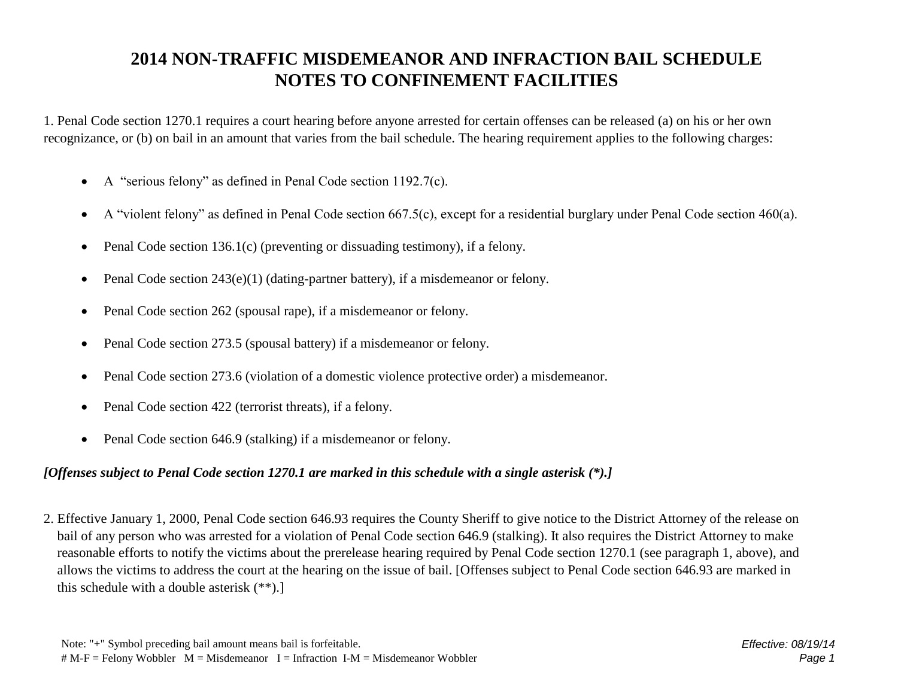# 2014 NON-TRAFFIC MISDEMEANOR AND INFRACTION BAIL SCHEDULE
# NOTES TO CONFINEMENT FACILITIES

1. Penal Code section 1270.1 requires a court hearing before anyone arrested for certain offenses can be released (a) on his or her own recognizance, or (b) on bail in an amount that varies from the bail schedule. The hearing requirement applies to the following charges:

- A "serious felony" as defined in Penal Code section 1192.7(c).
- A "violent felony" as defined in Penal Code section 667.5(c), except for a residential burglary under Penal Code section 460(a).
- Penal Code section 136.1(c) (preventing or dissuading testimony), if a felony.
- Penal Code section 243(e)(1) (dating-partner battery), if a misdemeanor or felony.
- Penal Code section 262 (spousal rape), if a misdemeanor or felony.
- Penal Code section 273.5 (spousal battery) if a misdemeanor or felony.
- Penal Code section 273.6 (violation of a domestic violence protective order) a misdemeanor.
- Penal Code section 422 (terrorist threats), if a felony.
- Penal Code section 646.9 (stalking) if a misdemeanor or felony.

***[Offenses subject to Penal Code section 1270.1 are marked in this schedule with a single asterisk (*).]***

2. Effective January 1, 2000, Penal Code section 646.93 requires the County Sheriff to give notice to the District Attorney of the release on bail of any person who was arrested for a violation of Penal Code section 646.9 (stalking). It also requires the District Attorney to make reasonable efforts to notify the victims about the prerelease hearing required by Penal Code section 1270.1 (see paragraph 1, above), and allows the victims to address the court at the hearing on the issue of bail. [Offenses subject to Penal Code section 646.93 are marked in this schedule with a double asterisk (**).]

Note: "+" Symbol preceding bail amount means bail is forfeitable.
# M-F = Felony Wobbler   M = Misdemeanor   I = Infraction   I-M = Misdemeanor Wobbler

*Effective: 08/19/14*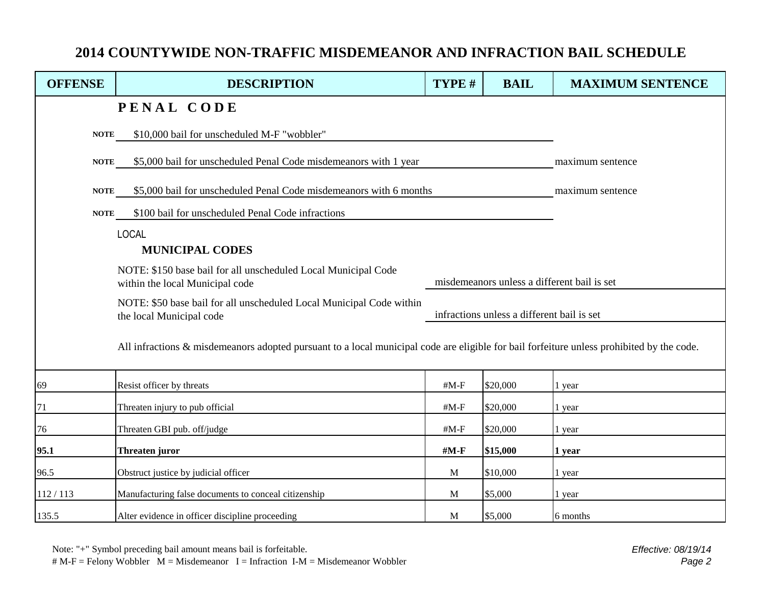# 2014 COUNTYWIDE NON-TRAFFIC MISDEMEANOR AND INFRACTION BAIL SCHEDULE

| OFFENSE | DESCRIPTION | TYPE # | BAIL | MAXIMUM SENTENCE |
|---|---|---|---|---|
| | **P E N A L  C O D E** | | | |
| **NOTE** | $10,000 bail for unscheduled M-F "wobbler" | | | |
| **NOTE** | $5,000 bail for unscheduled Penal Code misdemeanors with 1 year | | | maximum sentence |
| **NOTE** | $5,000 bail for unscheduled Penal Code misdemeanors with 6 months | | | maximum sentence |
| **NOTE** | $100 bail for unscheduled Penal Code infractions | | | |
| | LOCAL **MUNICIPAL CODES** | | | |
| | NOTE: $150 base bail for all unscheduled Local Municipal Code within the local Municipal code | misdemeanors unless a different bail is set | | |
| | NOTE: $50 base bail for all unscheduled Local Municipal Code within the local Municipal code | infractions unless a different bail is set | | |
| | All infractions & misdemeanors adopted pursuant to a local municipal code are eligible for bail forfeiture unless prohibited by the code. | | | |
| 69 | Resist officer by threats | #M-F | $20,000 | 1 year |
| 71 | Threaten injury to pub official | #M-F | $20,000 | 1 year |
| 76 | Threaten GBI pub. off/judge | #M-F | $20,000 | 1 year |
| **95.1** | **Threaten juror** | **#M-F** | **$15,000** | **1 year** |
| 96.5 | Obstruct justice by judicial officer | M | $10,000 | 1 year |
| 112 / 113 | Manufacturing false documents to conceal citizenship | M | $5,000 | 1 year |
| 135.5 | Alter evidence in officer discipline proceeding | M | $5,000 | 6 months |

Note: "+" Symbol preceding bail amount means bail is forfeitable.
# M-F = Felony Wobbler   M = Misdemeanor   I = Infraction   I-M = Misdemeanor Wobbler

*Effective: 08/19/14*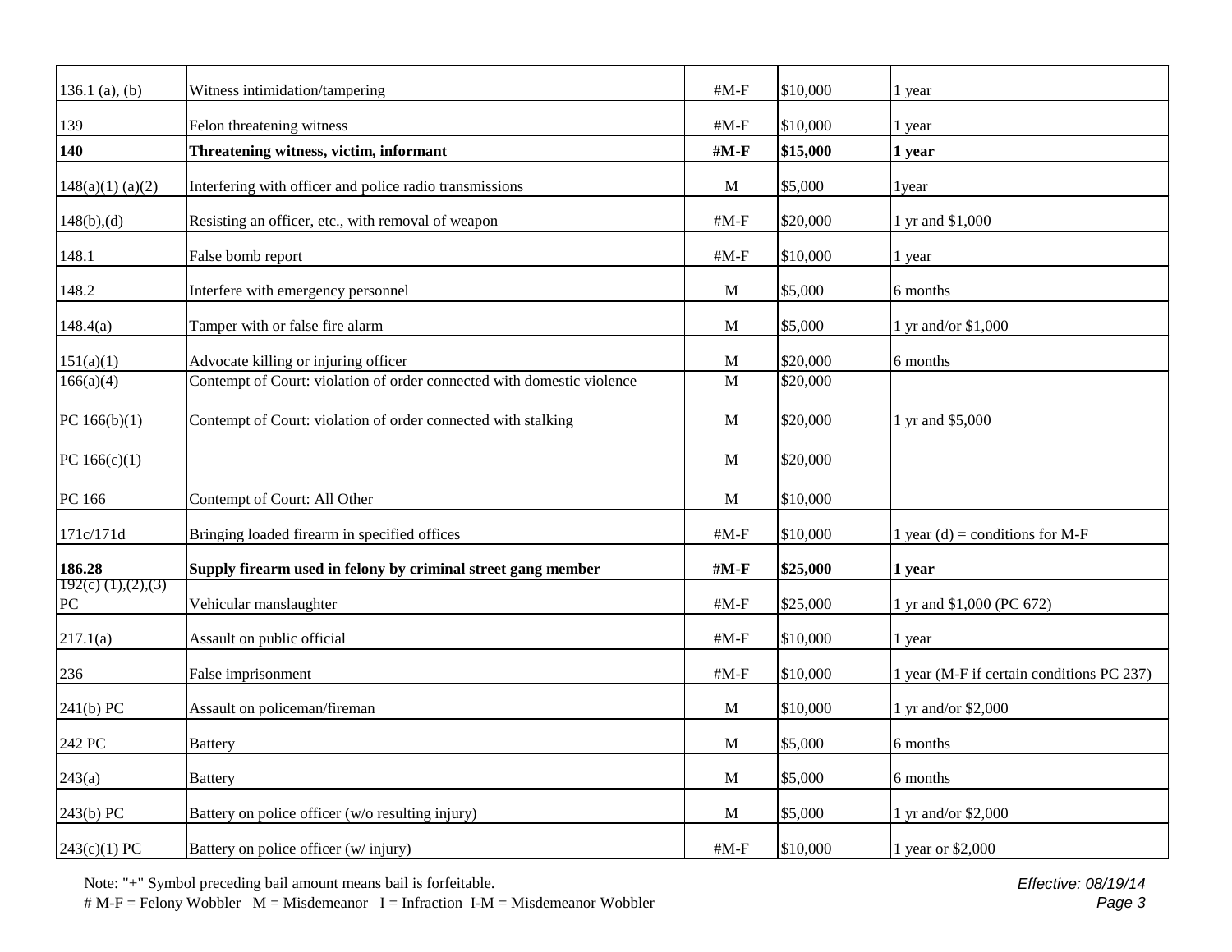| | | | | |
|---|---|---|---|---|
| 136.1 (a), (b) | Witness intimidation/tampering | #M-F | $10,000 | 1 year |
| 139 | Felon threatening witness | #M-F | $10,000 | 1 year |
| **140** | **Threatening witness, victim, informant** | **#M-F** | **$15,000** | **1 year** |
| 148(a)(1) (a)(2) | Interfering with officer and police radio transmissions | M | $5,000 | 1year |
| 148(b),(d) | Resisting an officer, etc., with removal of weapon | #M-F | $20,000 | 1 yr and $1,000 |
| 148.1 | False bomb report | #M-F | $10,000 | 1 year |
| 148.2 | Interfere with emergency personnel | M | $5,000 | 6 months |
| 148.4(a) | Tamper with or false fire alarm | M | $5,000 | 1 yr and/or $1,000 |
| 151(a)(1) | Advocate killing or injuring officer | M | $20,000 | 6 months |
| 166(a)(4) | Contempt of Court: violation of order connected with domestic violence | M | $20,000 | |
| PC 166(b)(1) | Contempt of Court: violation of order connected with stalking | M | $20,000 | 1 yr and $5,000 |
| PC 166(c)(1) | | M | $20,000 | |
| PC 166 | Contempt of Court: All Other | M | $10,000 | |
| 171c/171d | Bringing loaded firearm in specified offices | #M-F | $10,000 | 1 year (d) = conditions for M-F |
| **186.28** | **Supply firearm used in felony by criminal street gang member** | **#M-F** | **$25,000** | **1 year** |
| 192(c) (1),(2),(3) PC | Vehicular manslaughter | #M-F | $25,000 | 1 yr and $1,000 (PC 672) |
| 217.1(a) | Assault on public official | #M-F | $10,000 | 1 year |
| 236 | False imprisonment | #M-F | $10,000 | 1 year (M-F if certain conditions PC 237) |
| 241(b) PC | Assault on policeman/fireman | M | $10,000 | 1 yr and/or $2,000 |
| 242 PC | Battery | M | $5,000 | 6 months |
| 243(a) | Battery | M | $5,000 | 6 months |
| 243(b) PC | Battery on police officer (w/o resulting injury) | M | $5,000 | 1 yr and/or $2,000 |
| 243(c)(1) PC | Battery on police officer (w/ injury) | #M-F | $10,000 | 1 year or $2,000 |

Note: "+" Symbol preceding bail amount means bail is forfeitable.
# M-F = Felony Wobbler M = Misdemeanor I = Infraction I-M = Misdemeanor Wobbler

*Effective: 08/19/14*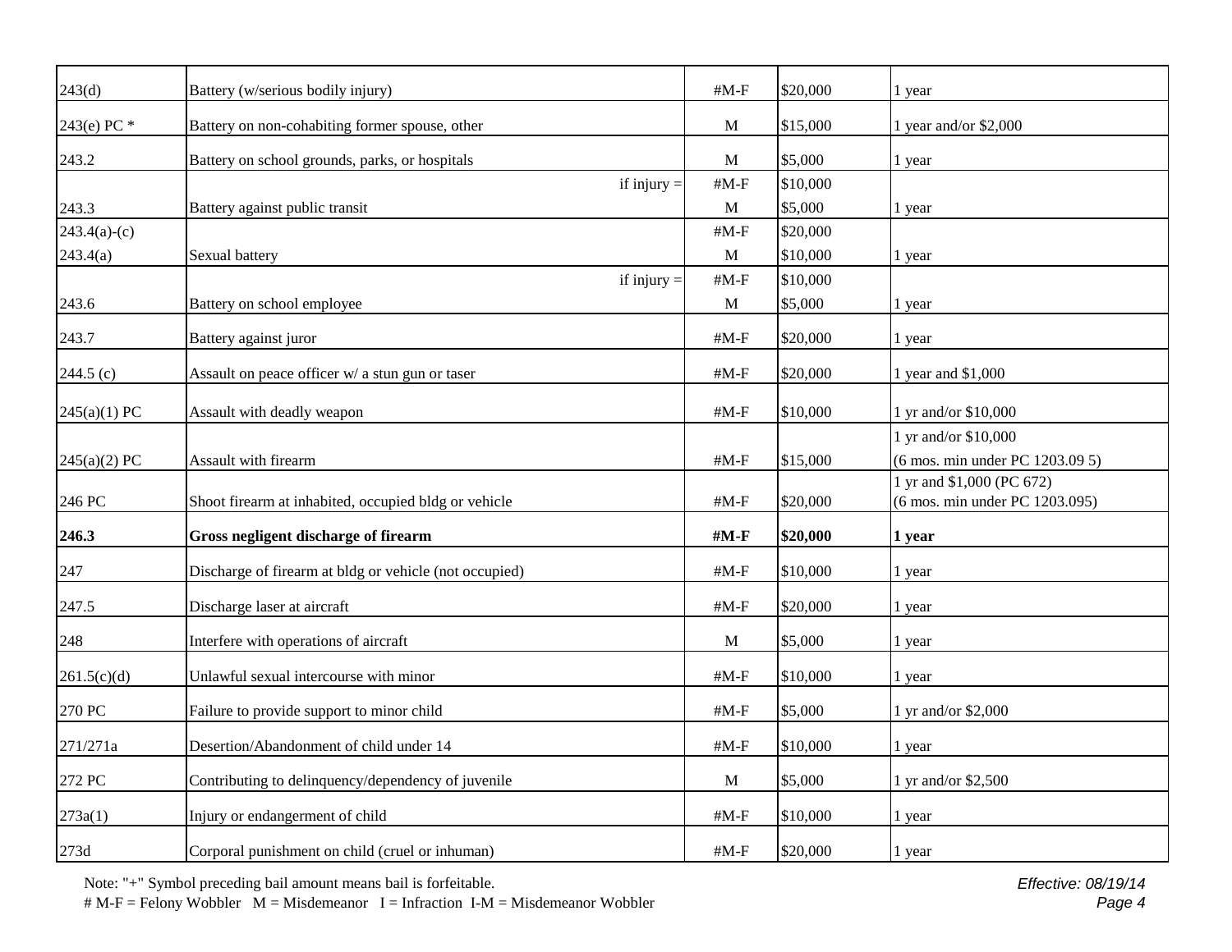| | | | | |
|---|---|---|---|---|
| 243(d) | Battery (w/serious bodily injury) | #M-F | $20,000 | 1 year |
| 243(e) PC * | Battery on non-cohabiting former spouse, other | M | $15,000 | 1 year and/or $2,000 |
| 243.2 | Battery on school grounds, parks, or hospitals | M | $5,000 | 1 year |
| | if injury = | #M-F | $10,000 | |
| 243.3 | Battery against public transit | M | $5,000 | 1 year |
| 243.4(a)-(c) | | #M-F | $20,000 | |
| 243.4(a) | Sexual battery | M | $10,000 | 1 year |
| | if injury = | #M-F | $10,000 | |
| 243.6 | Battery on school employee | M | $5,000 | 1 year |
| 243.7 | Battery against juror | #M-F | $20,000 | 1 year |
| 244.5 (c) | Assault on peace officer w/ a stun gun or taser | #M-F | $20,000 | 1 year and $1,000 |
| 245(a)(1) PC | Assault with deadly weapon | #M-F | $10,000 | 1 yr and/or $10,000 |
| 245(a)(2) PC | Assault with firearm | #M-F | $15,000 | 1 yr and/or $10,000 (6 mos. min under PC 1203.09 5) |
| 246 PC | Shoot firearm at inhabited, occupied bldg or vehicle | #M-F | $20,000 | 1 yr and $1,000 (PC 672) (6 mos. min under PC 1203.095) |
| **246.3** | **Gross negligent discharge of firearm** | **#M-F** | **$20,000** | **1 year** |
| 247 | Discharge of firearm at bldg or vehicle (not occupied) | #M-F | $10,000 | 1 year |
| 247.5 | Discharge laser at aircraft | #M-F | $20,000 | 1 year |
| 248 | Interfere with operations of aircraft | M | $5,000 | 1 year |
| 261.5(c)(d) | Unlawful sexual intercourse with minor | #M-F | $10,000 | 1 year |
| 270 PC | Failure to provide support to minor child | #M-F | $5,000 | 1 yr and/or $2,000 |
| 271/271a | Desertion/Abandonment of child under 14 | #M-F | $10,000 | 1 year |
| 272 PC | Contributing to delinquency/dependency of juvenile | M | $5,000 | 1 yr and/or $2,500 |
| 273a(1) | Injury or endangerment of child | #M-F | $10,000 | 1 year |
| 273d | Corporal punishment on child (cruel or inhuman) | #M-F | $20,000 | 1 year |

Note: "+" Symbol preceding bail amount means bail is forfeitable.
# M-F = Felony Wobbler   M = Misdemeanor   I = Infraction  I-M = Misdemeanor Wobbler

*Effective: 08/19/14*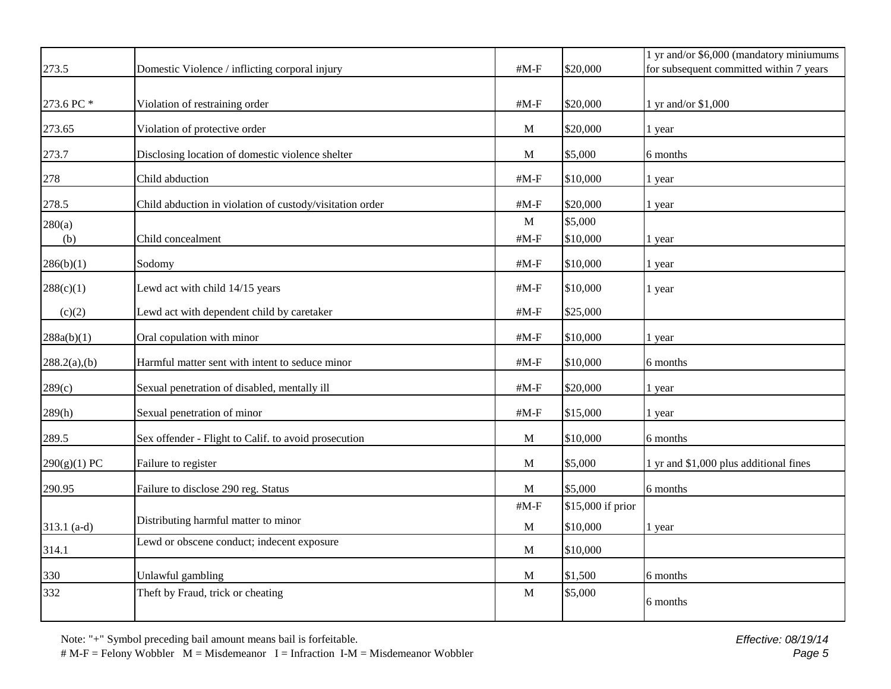| | | | | |
|---|---|---|---|---|
| 273.5 | Domestic Violence / inflicting corporal injury | #M-F | $20,000 | 1 yr and/or $6,000 (mandatory miniumums for subsequent committed within 7 years |
| 273.6 PC * | Violation of restraining order | #M-F | $20,000 | 1 yr and/or $1,000 |
| 273.65 | Violation of protective order | M | $20,000 | 1 year |
| 273.7 | Disclosing location of domestic violence shelter | M | $5,000 | 6 months |
| 278 | Child abduction | #M-F | $10,000 | 1 year |
| 278.5 | Child abduction in violation of custody/visitation order | #M-F | $20,000 | 1 year |
| 280(a) | | M | $5,000 | |
| (b) | Child concealment | #M-F | $10,000 | 1 year |
| 286(b)(1) | Sodomy | #M-F | $10,000 | 1 year |
| 288(c)(1) | Lewd act with child 14/15 years | #M-F | $10,000 | 1 year |
| (c)(2) | Lewd act with dependent child by caretaker | #M-F | $25,000 | |
| 288a(b)(1) | Oral copulation with minor | #M-F | $10,000 | 1 year |
| 288.2(a),(b) | Harmful matter sent with intent to seduce minor | #M-F | $10,000 | 6 months |
| 289(c) | Sexual penetration of disabled, mentally ill | #M-F | $20,000 | 1 year |
| 289(h) | Sexual penetration of minor | #M-F | $15,000 | 1 year |
| 289.5 | Sex offender - Flight to Calif. to avoid prosecution | M | $10,000 | 6 months |
| 290(g)(1) PC | Failure to register | M | $5,000 | 1 yr and $1,000 plus additional fines |
| 290.95 | Failure to disclose 290 reg. Status | M | $5,000 | 6 months |
| | | #M-F | $15,000 if prior | |
| 313.1 (a-d) | Distributing harmful matter to minor | M | $10,000 | 1 year |
| 314.1 | Lewd or obscene conduct; indecent exposure | M | $10,000 | |
| 330 | Unlawful gambling | M | $1,500 | 6 months |
| 332 | Theft by Fraud, trick or cheating | M | $5,000 | 6 months |

Note: "+" Symbol preceding bail amount means bail is forfeitable.
# M-F = Felony Wobbler M = Misdemeanor I = Infraction I-M = Misdemeanor Wobbler

*Effective: 08/19/14*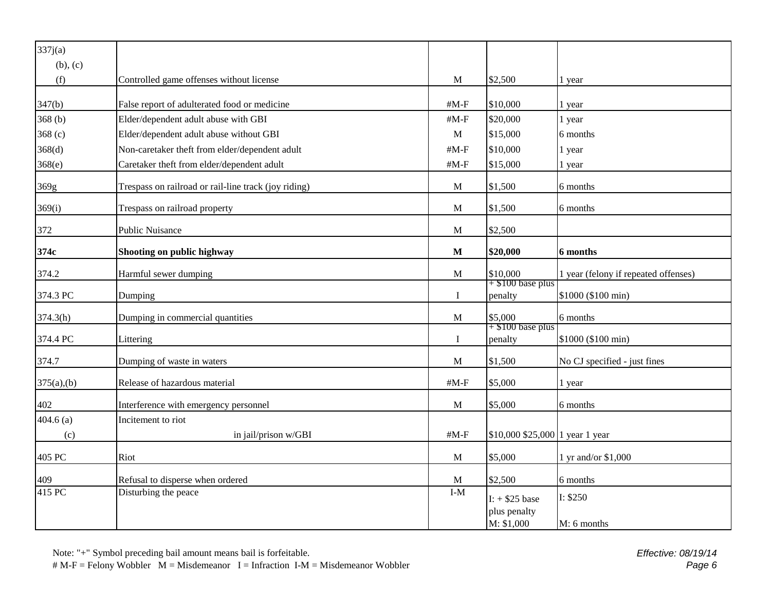| | | | | |
|---|---|---|---|---|
| 337j(a) (b), (c) (f) | Controlled game offenses without license | M | $2,500 | 1 year |
| 347(b) | False report of adulterated food or medicine | #M-F | $10,000 | 1 year |
| 368 (b) | Elder/dependent adult abuse with GBI | #M-F | $20,000 | 1 year |
| 368 (c) | Elder/dependent adult abuse without GBI | M | $15,000 | 6 months |
| 368(d) | Non-caretaker theft from elder/dependent adult | #M-F | $10,000 | 1 year |
| 368(e) | Caretaker theft from elder/dependent adult | #M-F | $15,000 | 1 year |
| 369g | Trespass on railroad or rail-line track (joy riding) | M | $1,500 | 6 months |
| 369(i) | Trespass on railroad property | M | $1,500 | 6 months |
| 372 | Public Nuisance | M | $2,500 | |
| **374c** | **Shooting on public highway** | **M** | **$20,000** | **6 months** |
| 374.2 | Harmful sewer dumping | M | $10,000 | 1 year (felony if repeated offenses) |
| 374.3 PC | Dumping | I | + $100 base plus penalty | $1000 ($100 min) |
| 374.3(h) | Dumping in commercial quantities | M | $5,000 | 6 months |
| 374.4 PC | Littering | I | + $100 base plus penalty | $1000 ($100 min) |
| 374.7 | Dumping of waste in waters | M | $1,500 | No CJ specified - just fines |
| 375(a),(b) | Release of hazardous material | #M-F | $5,000 | 1 year |
| 402 | Interference with emergency personnel | M | $5,000 | 6 months |
| 404.6 (a) (c) | Incitement to riot in jail/prison w/GBI | #M-F | $10,000 $25,000 | 1 year 1 year |
| 405 PC | Riot | M | $5,000 | 1 yr and/or $1,000 |
| 409 | Refusal to disperse when ordered | M | $2,500 | 6 months |
| 415 PC | Disturbing the peace | I-M | I: + $25 base plus penalty M: $1,000 | I: $250 M: 6 months |

Note: "+" Symbol preceding bail amount means bail is forfeitable.
# M-F = Felony Wobbler   M = Misdemeanor   I = Infraction  I-M = Misdemeanor Wobbler

*Effective: 08/19/14*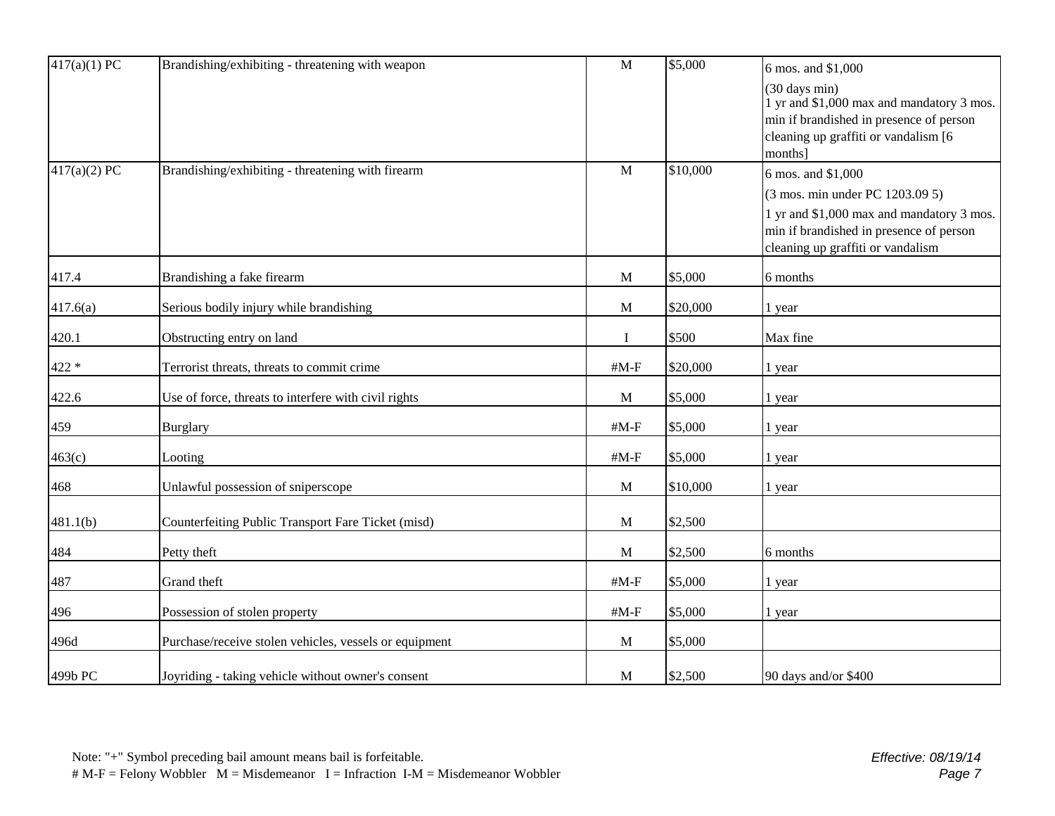| 417(a)(1) PC | Brandishing/exhibiting - threatening with weapon | M | $5,000 | 6 mos. and $1,000<br>(30 days min)<br>1 yr and $1,000 max and mandatory 3 mos. min if brandished in presence of person cleaning up graffiti or vandalism [6 months] |
|---|---|---|---|---|
| 417(a)(2) PC | Brandishing/exhibiting - threatening with firearm | M | $10,000 | 6 mos. and $1,000<br>(3 mos. min under PC 1203.09 5)<br>1 yr and $1,000 max and mandatory 3 mos. min if brandished in presence of person cleaning up graffiti or vandalism |
| 417.4 | Brandishing a fake firearm | M | $5,000 | 6 months |
| 417.6(a) | Serious bodily injury while brandishing | M | $20,000 | 1 year |
| 420.1 | Obstructing entry on land | I | $500 | Max fine |
| 422 * | Terrorist threats, threats to commit crime | #M-F | $20,000 | 1 year |
| 422.6 | Use of force, threats to interfere with civil rights | M | $5,000 | 1 year |
| 459 | Burglary | #M-F | $5,000 | 1 year |
| 463(c) | Looting | #M-F | $5,000 | 1 year |
| 468 | Unlawful possession of sniperscope | M | $10,000 | 1 year |
| 481.1(b) | Counterfeiting Public Transport Fare Ticket (misd) | M | $2,500 | |
| 484 | Petty theft | M | $2,500 | 6 months |
| 487 | Grand theft | #M-F | $5,000 | 1 year |
| 496 | Possession of stolen property | #M-F | $5,000 | 1 year |
| 496d | Purchase/receive stolen vehicles, vessels or equipment | M | $5,000 | |
| 499b PC | Joyriding - taking vehicle without owner's consent | M | $2,500 | 90 days and/or $400 |

Note: "+" Symbol preceding bail amount means bail is forfeitable.
# M-F = Felony Wobbler   M = Misdemeanor   I = Infraction  I-M = Misdemeanor Wobbler

*Effective: 08/19/14*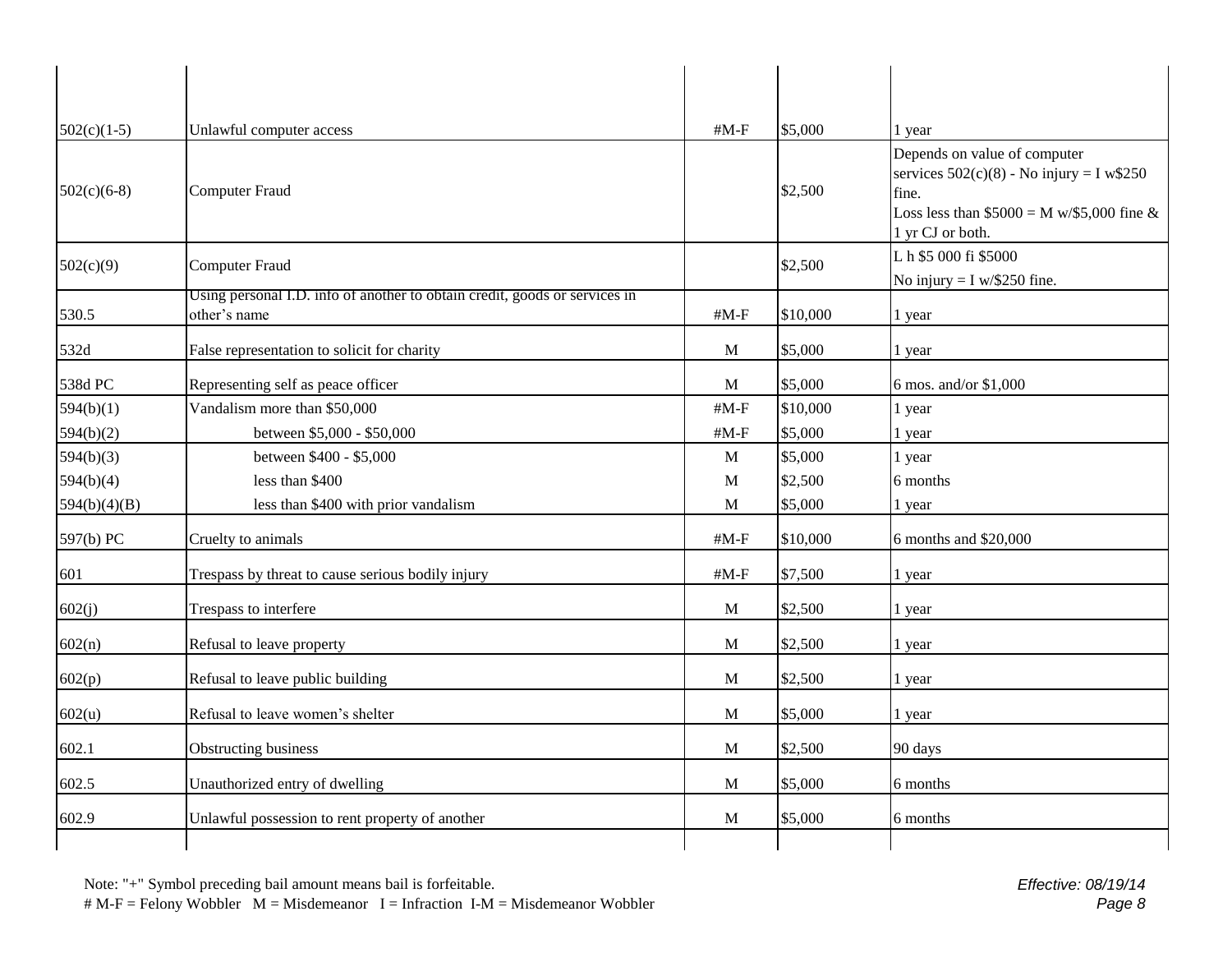| | | | | |
|---|---|---|---|---|
| 502(c)(1-5) | Unlawful computer access | #M-F | $5,000 | 1 year |
| 502(c)(6-8) | Computer Fraud | | $2,500 | Depends on value of computer services 502(c)(8) - No injury = I w$250 fine. Loss less than $5000 = M w/$5,000 fine & 1 yr CJ or both. |
| 502(c)(9) | Computer Fraud | | $2,500 | L h $5 000 fi $5000 No injury = I w/$250 fine. |
| 530.5 | Using personal I.D. info of another to obtain credit, goods or services in other's name | #M-F | $10,000 | 1 year |
| 532d | False representation to solicit for charity | M | $5,000 | 1 year |
| 538d PC | Representing self as peace officer | M | $5,000 | 6 mos. and/or $1,000 |
| 594(b)(1) | Vandalism more than $50,000 | #M-F | $10,000 | 1 year |
| 594(b)(2) | between $5,000 - $50,000 | #M-F | $5,000 | 1 year |
| 594(b)(3) | between $400 - $5,000 | M | $5,000 | 1 year |
| 594(b)(4) | less than $400 | M | $2,500 | 6 months |
| 594(b)(4)(B) | less than $400 with prior vandalism | M | $5,000 | 1 year |
| 597(b) PC | Cruelty to animals | #M-F | $10,000 | 6 months and $20,000 |
| 601 | Trespass by threat to cause serious bodily injury | #M-F | $7,500 | 1 year |
| 602(j) | Trespass to interfere | M | $2,500 | 1 year |
| 602(n) | Refusal to leave property | M | $2,500 | 1 year |
| 602(p) | Refusal to leave public building | M | $2,500 | 1 year |
| 602(u) | Refusal to leave women's shelter | M | $5,000 | 1 year |
| 602.1 | Obstructing business | M | $2,500 | 90 days |
| 602.5 | Unauthorized entry of dwelling | M | $5,000 | 6 months |
| 602.9 | Unlawful possession to rent property of another | M | $5,000 | 6 months |

Note: "+" Symbol preceding bail amount means bail is forfeitable.
# M-F = Felony Wobbler   M = Misdemeanor   I = Infraction   I-M = Misdemeanor Wobbler

*Effective: 08/19/14*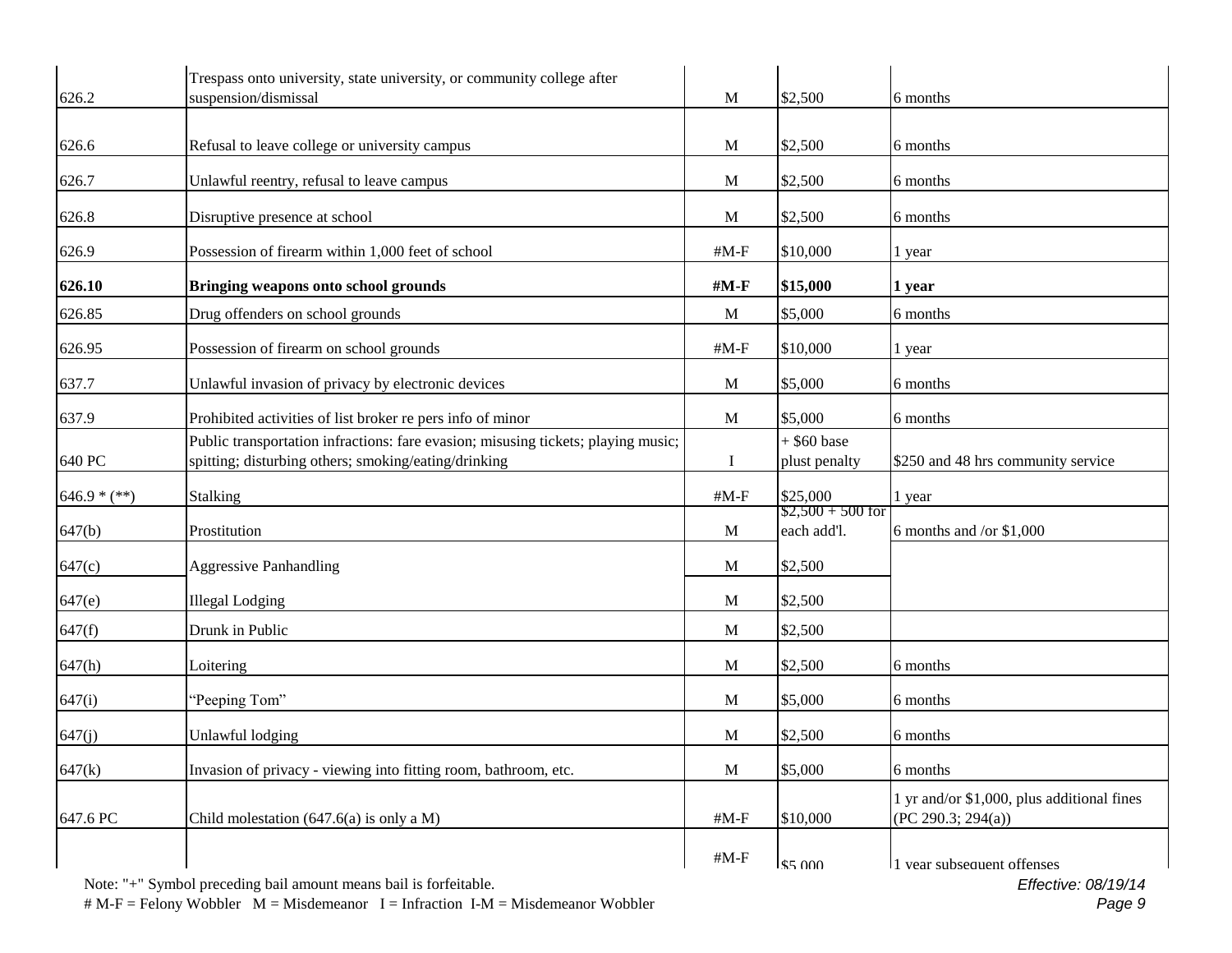| | | | | |
|---|---|---|---|---|
| 626.2 | Trespass onto university, state university, or community college after suspension/dismissal | M | $2,500 | 6 months |
| 626.6 | Refusal to leave college or university campus | M | $2,500 | 6 months |
| 626.7 | Unlawful reentry, refusal to leave campus | M | $2,500 | 6 months |
| 626.8 | Disruptive presence at school | M | $2,500 | 6 months |
| 626.9 | Possession of firearm within 1,000 feet of school | #M-F | $10,000 | 1 year |
| **626.10** | **Bringing weapons onto school grounds** | **#M-F** | **$15,000** | **1 year** |
| 626.85 | Drug offenders on school grounds | M | $5,000 | 6 months |
| 626.95 | Possession of firearm on school grounds | #M-F | $10,000 | 1 year |
| 637.7 | Unlawful invasion of privacy by electronic devices | M | $5,000 | 6 months |
| 637.9 | Prohibited activities of list broker re pers info of minor | M | $5,000 | 6 months |
| 640 PC | Public transportation infractions: fare evasion; misusing tickets; playing music; spitting; disturbing others; smoking/eating/drinking | I | + $60 base plust penalty | $250 and 48 hrs community service |
| 646.9 * (**) | Stalking | #M-F | $25,000 | 1 year |
| 647(b) | Prostitution | M | $2,500 + 500 for each add'l. | 6 months and /or $1,000 |
| 647(c) | Aggressive Panhandling | M | $2,500 | |
| 647(e) | Illegal Lodging | M | $2,500 | |
| 647(f) | Drunk in Public | M | $2,500 | |
| 647(h) | Loitering | M | $2,500 | 6 months |
| 647(i) | "Peeping Tom" | M | $5,000 | 6 months |
| 647(j) | Unlawful lodging | M | $2,500 | 6 months |
| 647(k) | Invasion of privacy - viewing into fitting room, bathroom, etc. | M | $5,000 | 6 months |
| 647.6 PC | Child molestation (647.6(a) is only a M) | #M-F | $10,000 | 1 yr and/or $1,000, plus additional fines (PC 290.3; 294(a)) |
| | | #M-F | $5,000 | 1 year subsequent offenses |

Note: "+" Symbol preceding bail amount means bail is forfeitable.
# M-F = Felony Wobbler M = Misdemeanor I = Infraction I-M = Misdemeanor Wobbler

*Effective: 08/19/14*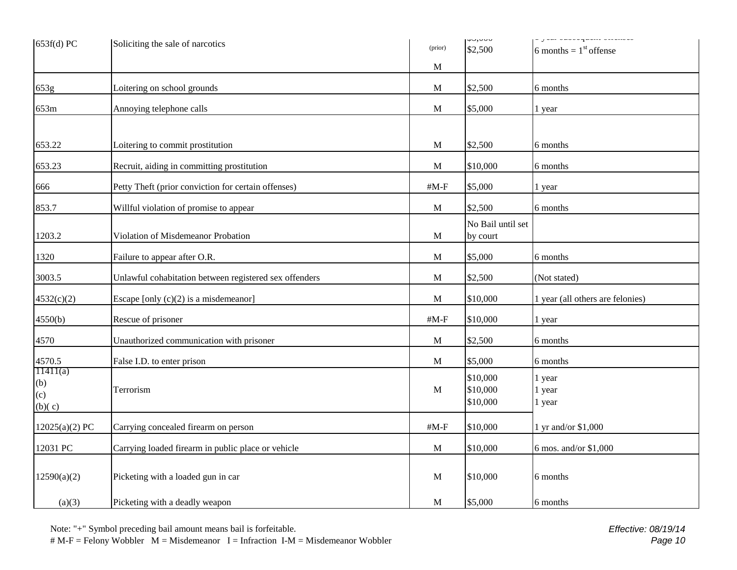| | | | | |
|---|---|---|---|---|
| 653f(d) PC | Soliciting the sale of narcotics | (prior) M | $5,000 $2,500 | 1 year subsequent offenses 6 months = 1st offense |
| 653g | Loitering on school grounds | M | $2,500 | 6 months |
| 653m | Annoying telephone calls | M | $5,000 | 1 year |
| 653.22 | Loitering to commit prostitution | M | $2,500 | 6 months |
| 653.23 | Recruit, aiding in committing prostitution | M | $10,000 | 6 months |
| 666 | Petty Theft (prior conviction for certain offenses) | #M-F | $5,000 | 1 year |
| 853.7 | Willful violation of promise to appear | M | $2,500 | 6 months |
| 1203.2 | Violation of Misdemeanor Probation | M | No Bail until set by court | |
| 1320 | Failure to appear after O.R. | M | $5,000 | 6 months |
| 3003.5 | Unlawful cohabitation between registered sex offenders | M | $2,500 | (Not stated) |
| 4532(c)(2) | Escape [only (c)(2) is a misdemeanor] | M | $10,000 | 1 year (all others are felonies) |
| 4550(b) | Rescue of prisoner | #M-F | $10,000 | 1 year |
| 4570 | Unauthorized communication with prisoner | M | $2,500 | 6 months |
| 4570.5 | False I.D. to enter prison | M | $5,000 | 6 months |
| 11411(a) (b) (c) (b)( c) | Terrorism | M | $10,000 $10,000 $10,000 | 1 year 1 year 1 year |
| 12025(a)(2) PC | Carrying concealed firearm on person | #M-F | $10,000 | 1 yr and/or $1,000 |
| 12031 PC | Carrying loaded firearm in public place or vehicle | M | $10,000 | 6 mos. and/or $1,000 |
| 12590(a)(2) | Picketing with a loaded gun in car | M | $10,000 | 6 months |
| (a)(3) | Picketing with a deadly weapon | M | $5,000 | 6 months |

Note: "+" Symbol preceding bail amount means bail is forfeitable.
# M-F = Felony Wobbler M = Misdemeanor I = Infraction I-M = Misdemeanor Wobbler

*Effective: 08/19/14*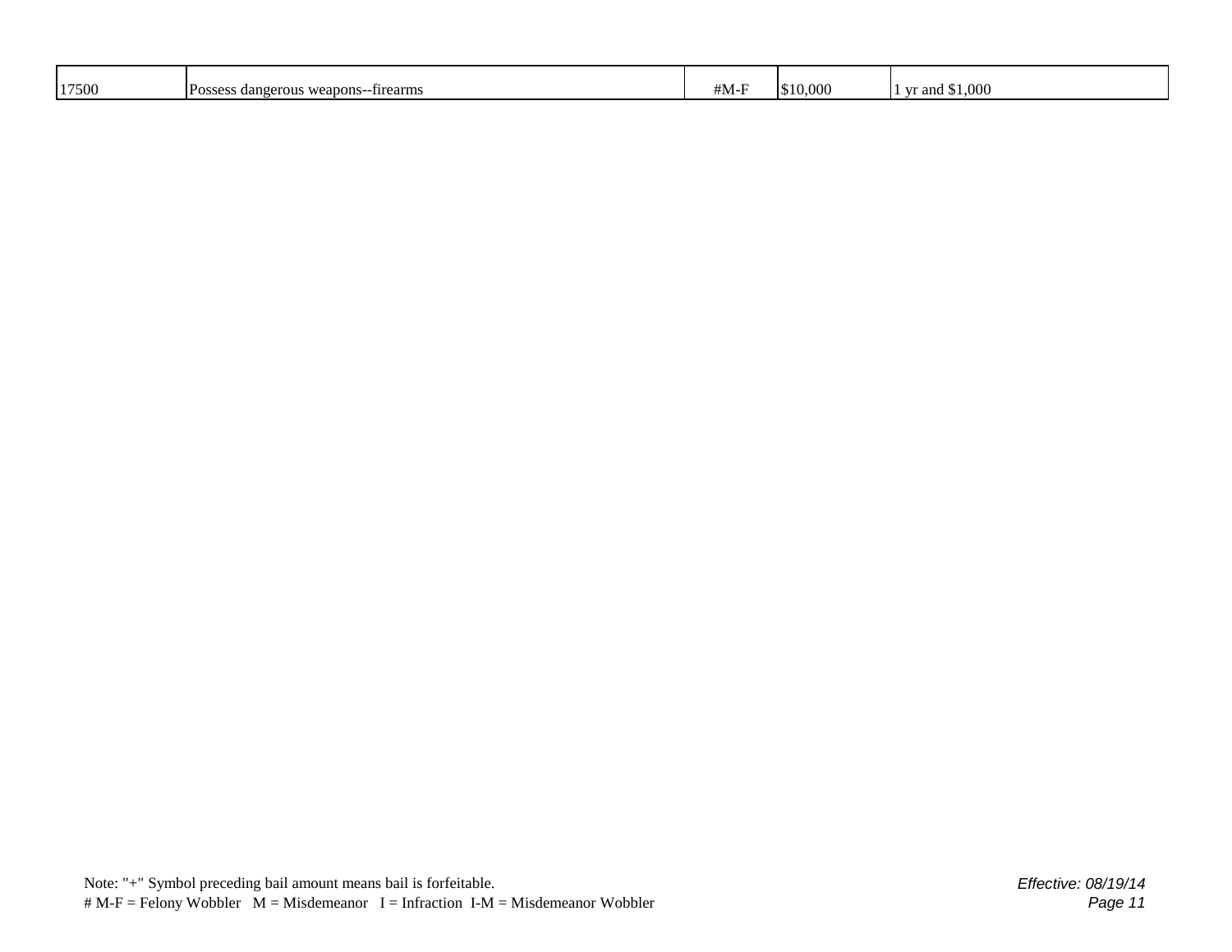| 17500 | Possess dangerous weapons--firearms | #M-F | $10,000 | 1 yr and $1,000 |
|---|---|---|---|---|

Note: "+" Symbol preceding bail amount means bail is forfeitable.
# M-F = Felony Wobbler   M = Misdemeanor   I = Infraction   I-M = Misdemeanor Wobbler

*Effective: 08/19/14*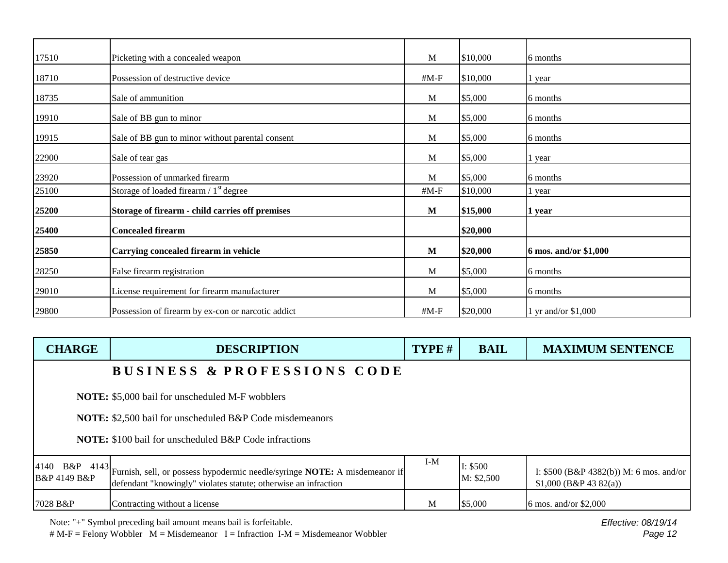| | | | | |
|---|---|---|---|---|
| 17510 | Picketing with a concealed weapon | M | $10,000 | 6 months |
| 18710 | Possession of destructive device | #M-F | $10,000 | 1 year |
| 18735 | Sale of ammunition | M | $5,000 | 6 months |
| 19910 | Sale of BB gun to minor | M | $5,000 | 6 months |
| 19915 | Sale of BB gun to minor without parental consent | M | $5,000 | 6 months |
| 22900 | Sale of tear gas | M | $5,000 | 1 year |
| 23920 | Possession of unmarked firearm | M | $5,000 | 6 months |
| 25100 | Storage of loaded firearm / 1st degree | #M-F | $10,000 | 1 year |
| **25200** | **Storage of firearm - child carries off premises** | **M** | **$15,000** | **1 year** |
| **25400** | **Concealed firearm** | | **$20,000** | |
| **25850** | **Carrying concealed firearm in vehicle** | **M** | **$20,000** | **6 mos. and/or $1,000** |
| 28250 | False firearm registration | M | $5,000 | 6 months |
| 29010 | License requirement for firearm manufacturer | M | $5,000 | 6 months |
| 29800 | Possession of firearm by ex-con or narcotic addict | #M-F | $20,000 | 1 yr and/or $1,000 |

| CHARGE | DESCRIPTION | TYPE # | BAIL | MAXIMUM SENTENCE |
|---|---|---|---|---|
| | **B U S I N E S S & P R O F E S S I O N S C O D E** | | | |
| | **NOTE:** $5,000 bail for unscheduled M-F wobblers | | | |
| | **NOTE:** $2,500 bail for unscheduled B&P Code misdemeanors | | | |
| | **NOTE:** $100 bail for unscheduled B&P Code infractions | | | |
| 4140 B&P 4143 B&P 4149 B&P | Furnish, sell, or possess hypodermic needle/syringe **NOTE:** A misdemeanor if defendant "knowingly" violates statute; otherwise an infraction | I-M | I: $500 M: $2,500 | I: $500 (B&P 4382(b)) M: 6 mos. and/or $1,000 (B&P 43 82(a)) |
| 7028 B&P | Contracting without a license | M | $5,000 | 6 mos. and/or $2,000 |

Note: "+" Symbol preceding bail amount means bail is forfeitable.
# M-F = Felony Wobbler M = Misdemeanor I = Infraction I-M = Misdemeanor Wobbler

*Effective: 08/19/14*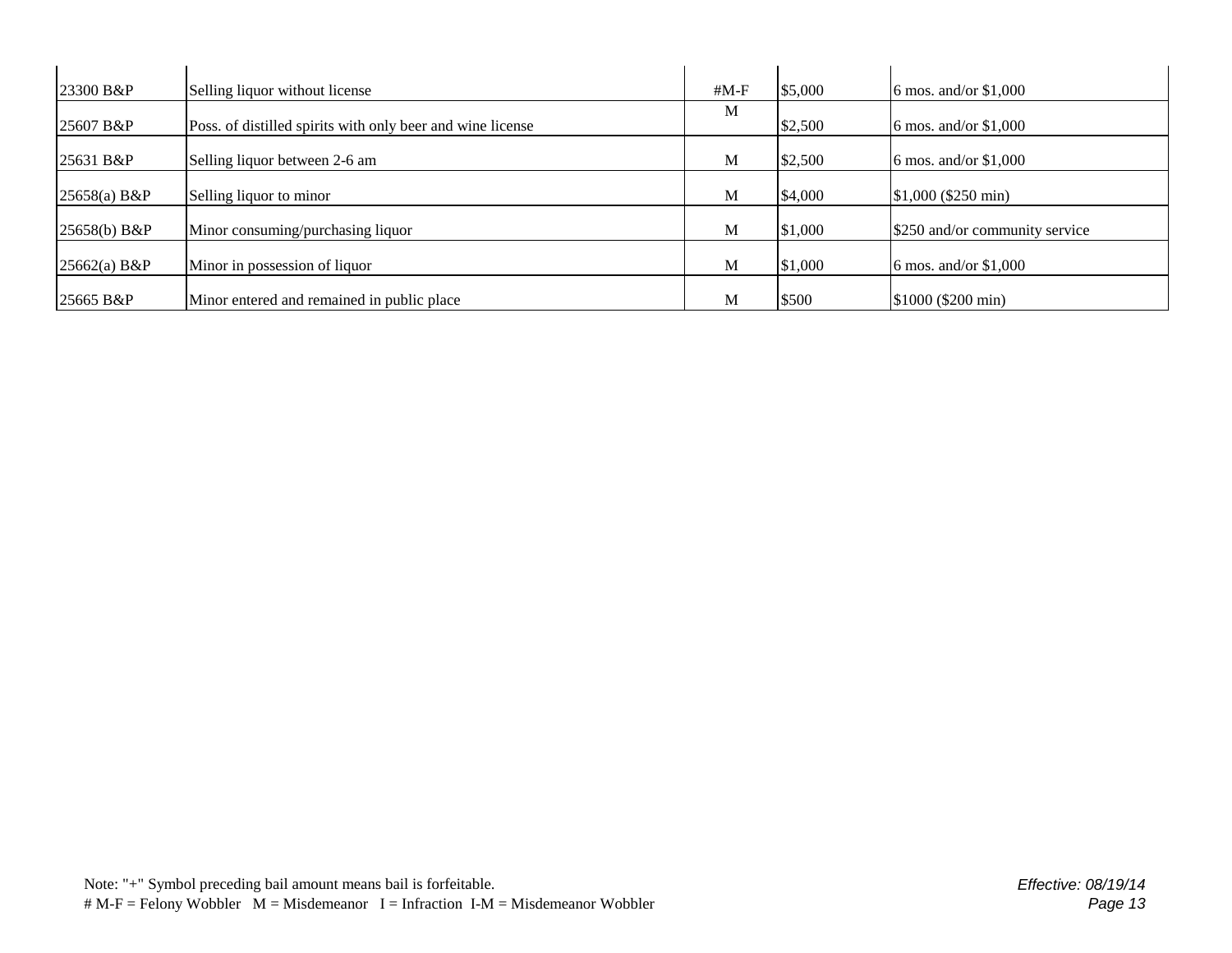| | | | | |
|---|---|---|---|---|
| 23300 B&P | Selling liquor without license | #M-F | $5,000 | 6 mos. and/or $1,000 |
| 25607 B&P | Poss. of distilled spirits with only beer and wine license | M | $2,500 | 6 mos. and/or $1,000 |
| 25631 B&P | Selling liquor between 2-6 am | M | $2,500 | 6 mos. and/or $1,000 |
| 25658(a) B&P | Selling liquor to minor | M | $4,000 | $1,000 ($250 min) |
| 25658(b) B&P | Minor consuming/purchasing liquor | M | $1,000 | $250 and/or community service |
| 25662(a) B&P | Minor in possession of liquor | M | $1,000 | 6 mos. and/or $1,000 |
| 25665 B&P | Minor entered and remained in public place | M | $500 | $1000 ($200 min) |

Note: "+" Symbol preceding bail amount means bail is forfeitable.
# M-F = Felony Wobbler   M = Misdemeanor   I = Infraction  I-M = Misdemeanor Wobbler

*Effective: 08/19/14*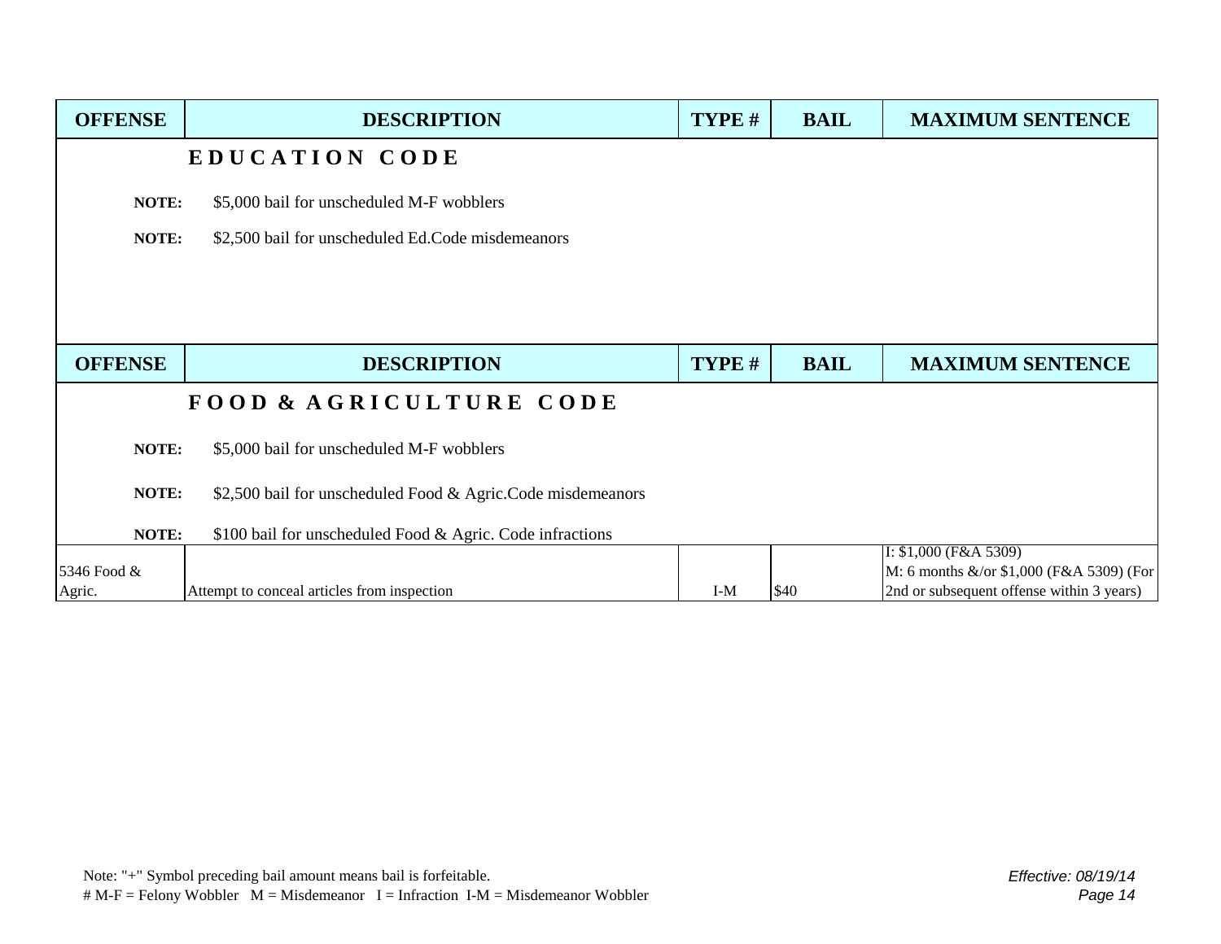| OFFENSE | DESCRIPTION | TYPE # | BAIL | MAXIMUM SENTENCE |
|---|---|---|---|---|

## EDUCATION CODE

**NOTE:** $5,000 bail for unscheduled M-F wobblers

**NOTE:** $2,500 bail for unscheduled Ed.Code misdemeanors

| OFFENSE | DESCRIPTION | TYPE # | BAIL | MAXIMUM SENTENCE |
|---|---|---|---|---|

## FOOD & AGRICULTURE CODE

**NOTE:** $5,000 bail for unscheduled M-F wobblers

**NOTE:** $2,500 bail for unscheduled Food & Agric.Code misdemeanors

**NOTE:** $100 bail for unscheduled Food & Agric. Code infractions

| OFFENSE | DESCRIPTION | TYPE # | BAIL | MAXIMUM SENTENCE |
|---|---|---|---|---|
| 5346 Food & Agric. | Attempt to conceal articles from inspection | I-M | $40 | I: $1,000 (F&A 5309) M: 6 months &/or $1,000 (F&A 5309) (For 2nd or subsequent offense within 3 years) |

Note: "+" Symbol preceding bail amount means bail is forfeitable.
# M-F = Felony Wobbler M = Misdemeanor I = Infraction I-M = Misdemeanor Wobbler

*Effective: 08/19/14*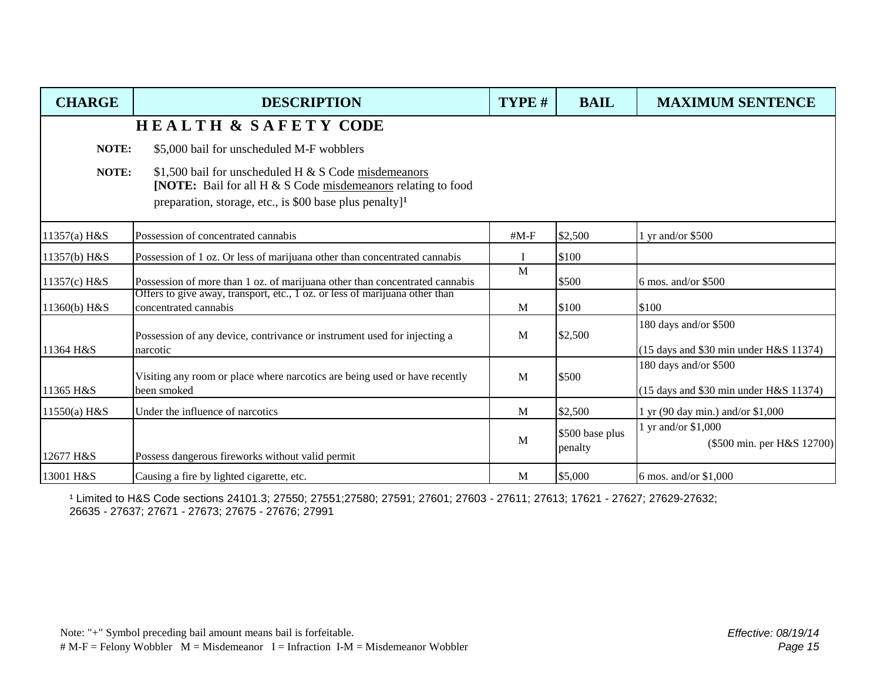| CHARGE | DESCRIPTION | TYPE # | BAIL | MAXIMUM SENTENCE |
|---|---|---|---|---|
| | **H E A L T H & S A F E T Y CODE** | | | |
| **NOTE:** | $5,000 bail for unscheduled M-F wobblers | | | |
| **NOTE:** | $1,500 bail for unscheduled H & S Code misdemeanors **[NOTE:** Bail for all H & S Code misdemeanors relating to food preparation, storage, etc., is $00 base plus penalty][1] | | | |
| 11357(a) H&S | Possession of concentrated cannabis | #M-F | $2,500 | 1 yr and/or $500 |
| 11357(b) H&S | Possession of 1 oz. Or less of marijuana other than concentrated cannabis | I | $100 | |
| 11357(c) H&S | Possession of more than 1 oz. of marijuana other than concentrated cannabis | M | $500 | 6 mos. and/or $500 |
| 11360(b) H&S | Offers to give away, transport, etc., 1 oz. or less of marijuana other than concentrated cannabis | M | $100 | $100 |
| 11364 H&S | Possession of any device, contrivance or instrument used for injecting a narcotic | M | $2,500 | 180 days and/or $500 (15 days and $30 min under H&S 11374) |
| 11365 H&S | Visiting any room or place where narcotics are being used or have recently been smoked | M | $500 | 180 days and/or $500 (15 days and $30 min under H&S 11374) |
| 11550(a) H&S | Under the influence of narcotics | M | $2,500 | 1 yr (90 day min.) and/or $1,000 |
| 12677 H&S | Possess dangerous fireworks without valid permit | M | $500 base plus penalty | 1 yr and/or $1,000 ($500 min. per H&S 12700) |
| 13001 H&S | Causing a fire by lighted cigarette, etc. | M | $5,000 | 6 mos. and/or $1,000 |

[1] Limited to H&S Code sections 24101.3; 27550; 27551;27580; 27591; 27601; 27603 - 27611; 27613; 17621 - 27627; 27629-27632; 26635 - 27637; 27671 - 27673; 27675 - 27676; 27991

Note: "+" Symbol preceding bail amount means bail is forfeitable.
# M-F = Felony Wobbler M = Misdemeanor I = Infraction I-M = Misdemeanor Wobbler

*Effective: 08/19/14*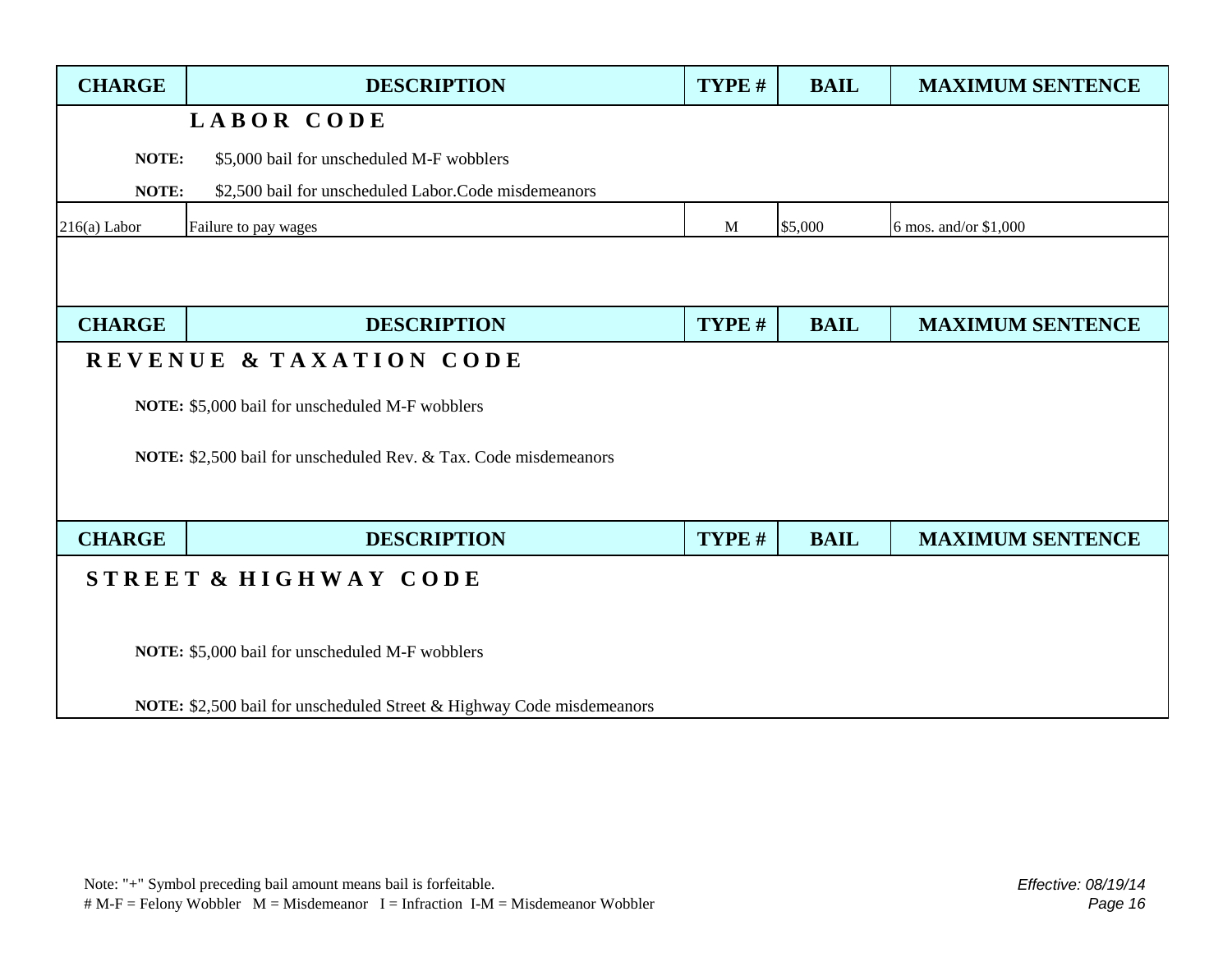| CHARGE | DESCRIPTION | TYPE # | BAIL | MAXIMUM SENTENCE |
|---|---|---|---|---|
| | **L A B O R   C O D E** | | | |
| **NOTE:** | $5,000 bail for unscheduled M-F wobblers | | | |
| **NOTE:** | $2,500 bail for unscheduled Labor.Code misdemeanors | | | |
| 216(a) Labor | Failure to pay wages | M | $5,000 | 6 mos. and/or $1,000 |

| CHARGE | DESCRIPTION | TYPE # | BAIL | MAXIMUM SENTENCE |
|---|---|---|---|---|
| **R E V E N U E   &   T A X A T I O N   C O D E** | | | | |
| | **NOTE:** $5,000 bail for unscheduled M-F wobblers | | | |
| | **NOTE:** $2,500 bail for unscheduled Rev. & Tax. Code misdemeanors | | | |

| CHARGE | DESCRIPTION | TYPE # | BAIL | MAXIMUM SENTENCE |
|---|---|---|---|---|
| **S T R E E T   &   H I G H W A Y   C O D E** | | | | |
| | **NOTE:** $5,000 bail for unscheduled M-F wobblers | | | |
| | **NOTE:** $2,500 bail for unscheduled Street & Highway Code misdemeanors | | | |

Note: "+" Symbol preceding bail amount means bail is forfeitable.
\# M-F = Felony Wobbler   M = Misdemeanor   I = Infraction  I-M = Misdemeanor Wobbler

*Effective: 08/19/14*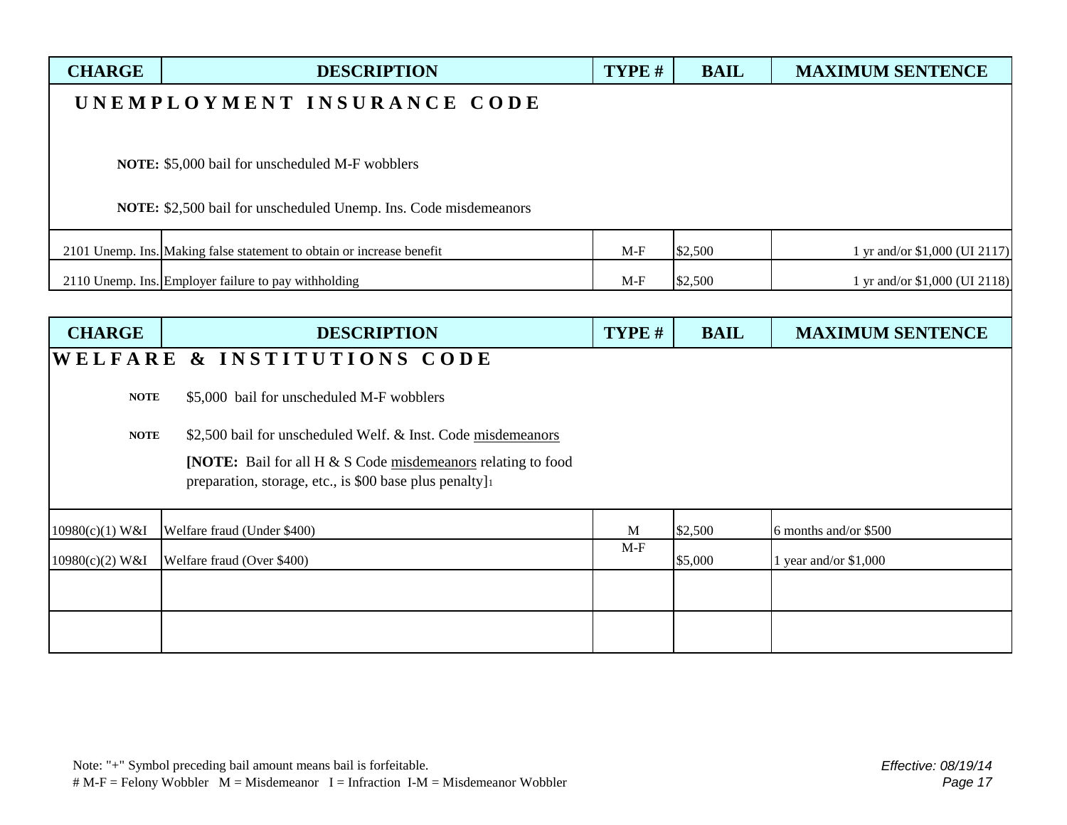| CHARGE | DESCRIPTION | TYPE # | BAIL | MAXIMUM SENTENCE |
|---|---|---|---|---|

## UNEMPLOYMENT INSURANCE CODE

**NOTE:** $5,000 bail for unscheduled M-F wobblers

**NOTE:** $2,500 bail for unscheduled Unemp. Ins. Code misdemeanors

| CHARGE | DESCRIPTION | TYPE # | BAIL | MAXIMUM SENTENCE |
|---|---|---|---|---|
| 2101 Unemp. Ins. | Making false statement to obtain or increase benefit | M-F | $2,500 | 1 yr and/or $1,000 (UI 2117) |
| 2110 Unemp. Ins. | Employer failure to pay withholding | M-F | $2,500 | 1 yr and/or $1,000 (UI 2118) |

## WELFARE & INSTITUTIONS CODE

**NOTE** $5,000 bail for unscheduled M-F wobblers

**NOTE** $2,500 bail for unscheduled Welf. & Inst. Code misdemeanors

**[NOTE:** Bail for all H & S Code misdemeanors relating to food preparation, storage, etc., is $00 base plus penalty][1]

| CHARGE | DESCRIPTION | TYPE # | BAIL | MAXIMUM SENTENCE |
|---|---|---|---|---|
| 10980(c)(1) W&I | Welfare fraud (Under $400) | M | $2,500 | 6 months and/or $500 |
| 10980(c)(2) W&I | Welfare fraud (Over $400) | M-F | $5,000 | 1 year and/or $1,000 |
| | | | | |
| | | | | |

Note: "+" Symbol preceding bail amount means bail is forfeitable.
# M-F = Felony Wobbler M = Misdemeanor I = Infraction I-M = Misdemeanor Wobbler

*Effective: 08/19/14*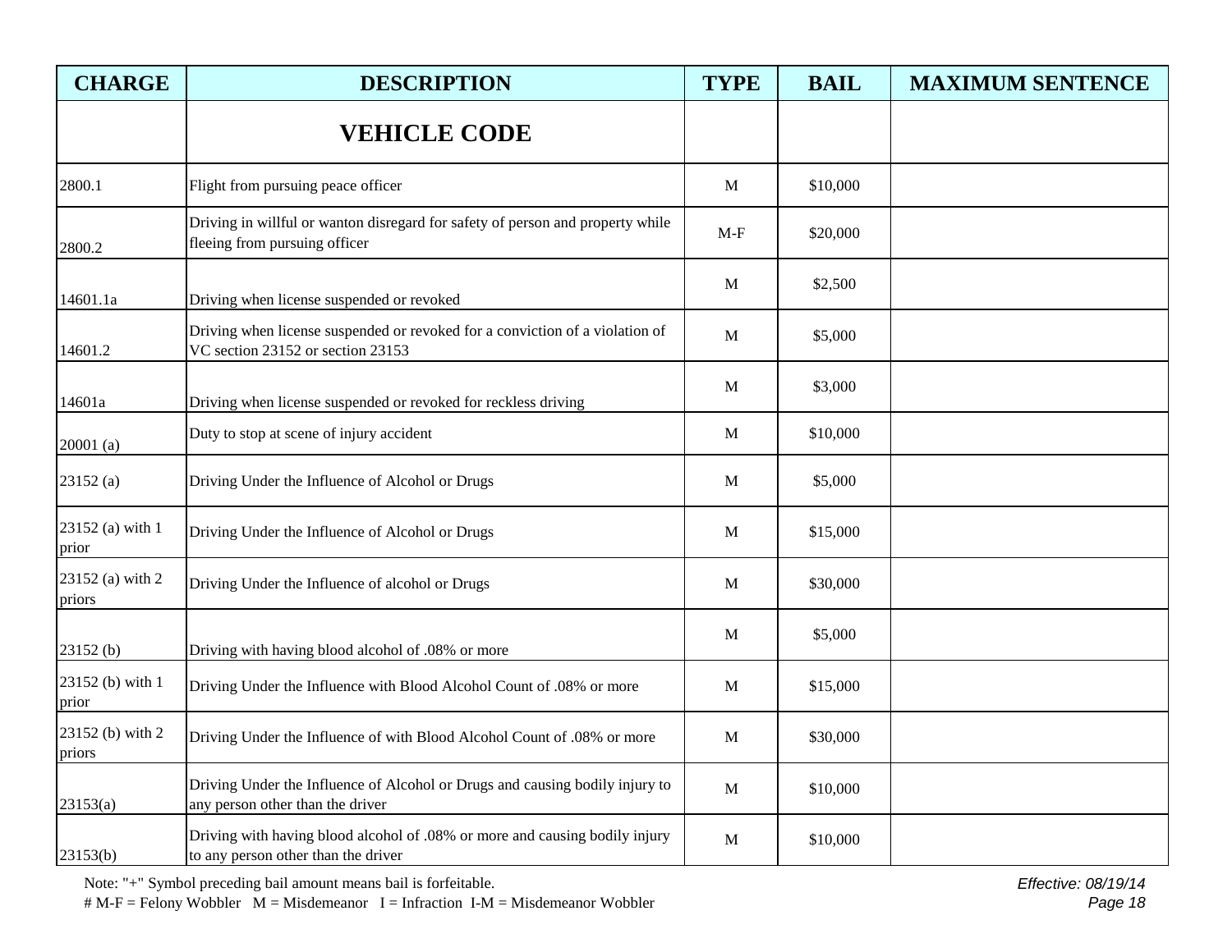| CHARGE | DESCRIPTION | TYPE | BAIL | MAXIMUM SENTENCE |
|---|---|---|---|---|
| | **VEHICLE CODE** | | | |
| 2800.1 | Flight from pursuing peace officer | M | $10,000 | |
| 2800.2 | Driving in willful or wanton disregard for safety of person and property while fleeing from pursuing officer | M-F | $20,000 | |
| 14601.1a | Driving when license suspended or revoked | M | $2,500 | |
| 14601.2 | Driving when license suspended or revoked for a conviction of a violation of VC section 23152 or section 23153 | M | $5,000 | |
| 14601a | Driving when license suspended or revoked for reckless driving | M | $3,000 | |
| 20001 (a) | Duty to stop at scene of injury accident | M | $10,000 | |
| 23152 (a) | Driving Under the Influence of Alcohol or Drugs | M | $5,000 | |
| 23152 (a) with 1 prior | Driving Under the Influence of Alcohol or Drugs | M | $15,000 | |
| 23152 (a) with 2 priors | Driving Under the Influence of alcohol or Drugs | M | $30,000 | |
| 23152 (b) | Driving with having blood alcohol of .08% or more | M | $5,000 | |
| 23152 (b) with 1 prior | Driving Under the Influence with Blood Alcohol Count of .08% or more | M | $15,000 | |
| 23152 (b) with 2 priors | Driving Under the Influence of with Blood Alcohol Count of .08% or more | M | $30,000 | |
| 23153(a) | Driving Under the Influence of Alcohol or Drugs and causing bodily injury to any person other than the driver | M | $10,000 | |
| 23153(b) | Driving with having blood alcohol of .08% or more and causing bodily injury to any person other than the driver | M | $10,000 | |

Note: "+" Symbol preceding bail amount means bail is forfeitable.
# M-F = Felony Wobbler M = Misdemeanor I = Infraction I-M = Misdemeanor Wobbler

*Effective: 08/19/14*